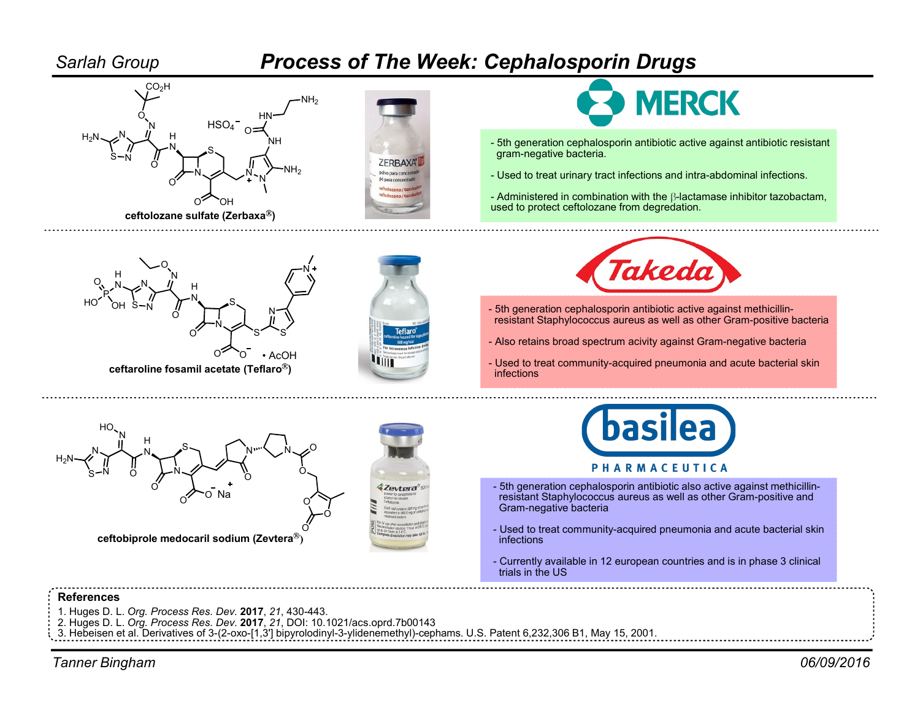Sarlah Group

# Process of The Week: Cephalosporin Drugs

**ceftolozane sulfate (Zerbaxa®)**

MERCK

- 5th generation cephalosporin antibiotic active against antibiotic resistant gram-negative bacteria.
- Used to treat urinary tract infections and intra-abdominal infections.
- Administered in combination with the β-lactamase inhibitor tazobactam, used to protect ceftolozane from degredation.

**ceftaroline fosamil acetate (Teflaro®)**

Takeda

- 5th generation cephalosporin antibiotic active against methicillin-resistant Staphylococcus aureus as well as other Gram-positive bacteria
- Also retains broad spectrum acivity against Gram-negative bacteria
- Used to treat community-acquired pneumonia and acute bacterial skin infections

**ceftobiprole medocaril sodium (Zevtera®)**

basilea PHARMACEUTICA

- 5th generation cephalosporin antibiotic also active against methicillin-resistant Staphylococcus aureus as well as other Gram-positive and Gram-negative bacteria
- Used to treat community-acquired pneumonia and acute bacterial skin infections
- Currently available in 12 european countries and is in phase 3 clinical trials in the US

**References**

1. Huges D. L. *Org. Process Res. Dev.* **2017**, *21*, 430-443.
2. Huges D. L. *Org. Process Res. Dev.* **2017**, *21*, DOI: 10.1021/acs.oprd.7b00143
3. Hebeisen et al. Derivatives of 3-(2-oxo-[1,3'] bipyrolodinyl-3-ylidenemethyl)-cephams. U.S. Patent 6,232,306 B1, May 15, 2001.

Tanner Bingham

06/09/2016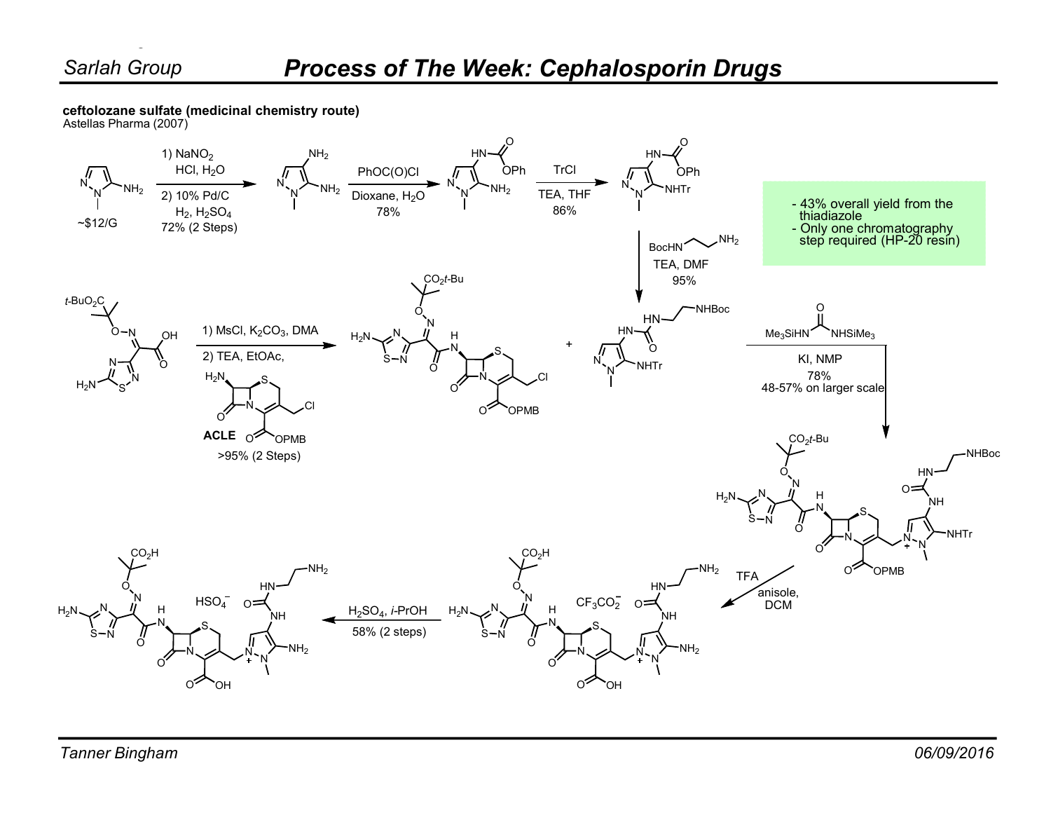## ceftolozane sulfate (medicinal chemistry route)

Astellas Pharma (2007)

~$12/G

1) $NaNO_2$, HCl, $H_2O$
2) 10% Pd/C, $H_2$, $H_2SO_4$
72% (2 Steps)

PhOC(O)Cl
Dioxane, $H_2O$
78%

TrCl
TEA, THF
86%

BocHN–CH2CH2–NH2
TEA, DMF
95%

- 43% overall yield from the thiadiazole
- Only one chromatography step required (HP-20 resin)

1) MsCl, $K_2CO_3$, DMA
2) TEA, EtOAc, **ACLE**
>95% (2 Steps)

$Me_3SiHN$–C(O)–$NHSiMe_3$
KI, NMP
78%
48-57% on larger scale

TFA
anisole,
DCM

$H_2SO_4$, *i*-PrOH
58% (2 steps)

$CF_3CO_2^-$

$HSO_4^-$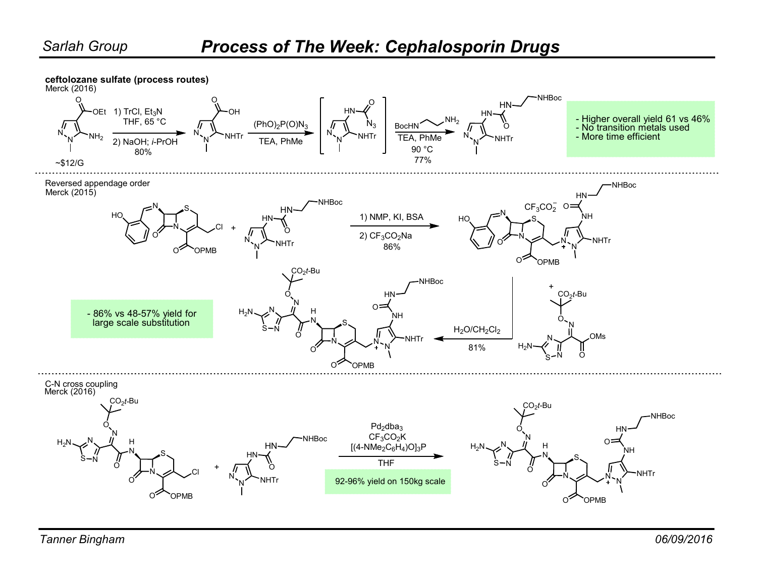# Process of The Week: Cephalosporin Drugs

**ceftolozane sulfate (process routes)**
Merck (2016)

~$12/G

1) TrCl, $Et_3N$
THF, 65 °C
2) NaOH; *i*-PrOH
80%

$(PhO)_2P(O)N_3$
TEA, PhMe

BocHN–$CH_2CH_2$–$NH_2$
TEA, PhMe
90 °C
77%

- Higher overall yield 61 vs 46%
- No transition metals used
- More time efficient

---

Reversed appendage order
Merck (2015)

1) NMP, KI, BSA
2) $CF_3CO_2Na$
86%

$CF_3CO_2^-$

$H_2O/CH_2Cl_2$
81%

- 86% vs 48-57% yield for large scale substitution

---

C-N cross coupling
Merck (2016)

$Pd_2dba_3$
$CF_3CO_2K$
$[(4\text{-}NMe_2C_6H_4)O]_3P$
THF

92-96% yield on 150kg scale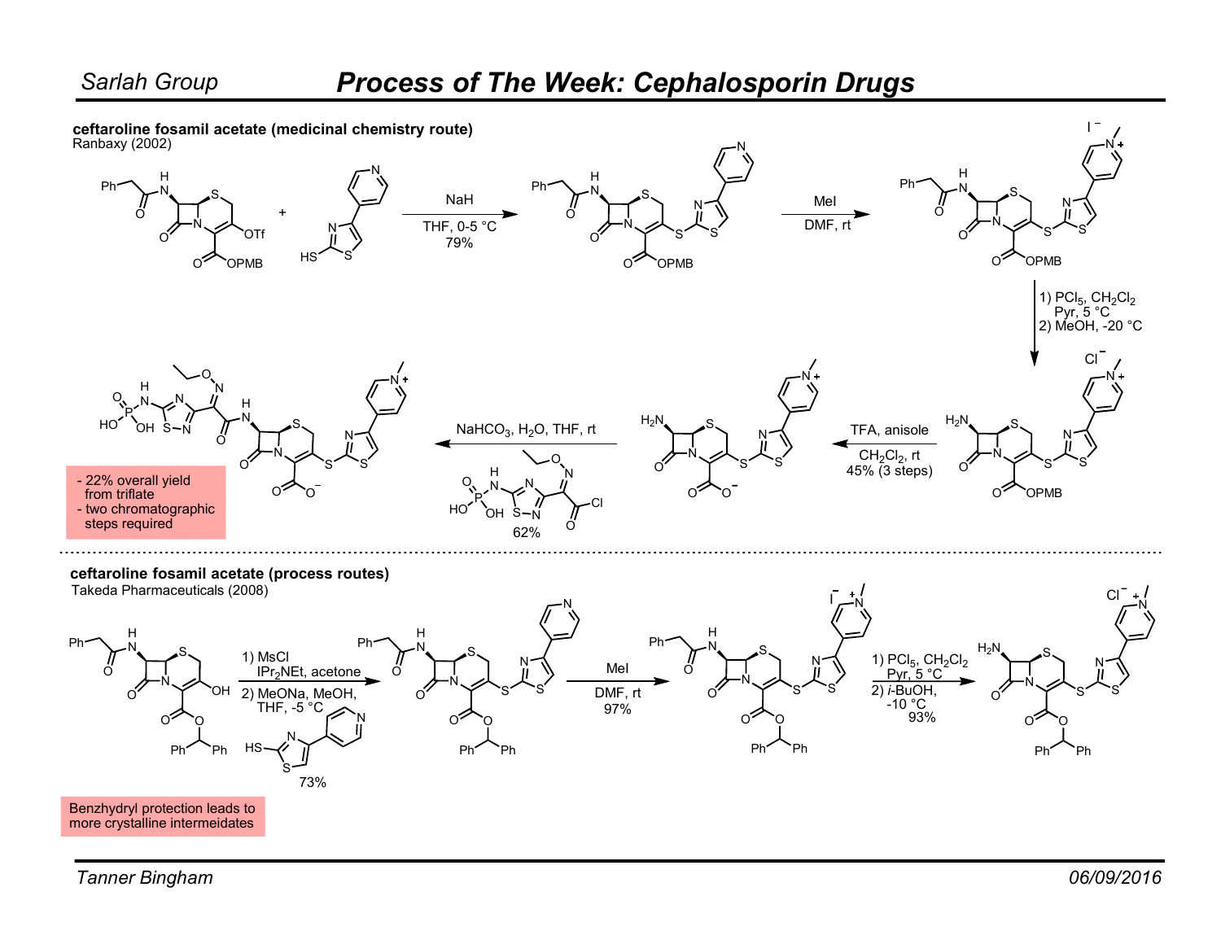# Process of The Week: Cephalosporin Drugs

**ceftaroline fosamil acetate (medicinal chemistry route)**
Ranbaxy (2002)

NaH
THF, 0-5 °C
79%

MeI
DMF, rt

1) $PCl_5$, $CH_2Cl_2$
Pyr, 5 °C
2) MeOH, -20 °C

TFA, anisole
$CH_2Cl_2$, rt
45% (3 steps)

$NaHCO_3$, $H_2O$, THF, rt
62%

- 22% overall yield from triflate
- two chromatographic steps required

**ceftaroline fosamil acetate (process routes)**
Takeda Pharmaceuticals (2008)

1) MsCl
$iPr_2NEt$, acetone
2) MeONa, MeOH,
THF, -5 °C
73%

MeI
DMF, rt
97%

1) $PCl_5$, $CH_2Cl_2$
Pyr, 5 °C
2) *i*-BuOH,
-10 °C
93%

Benzhydryl protection leads to more crystalline intermeidates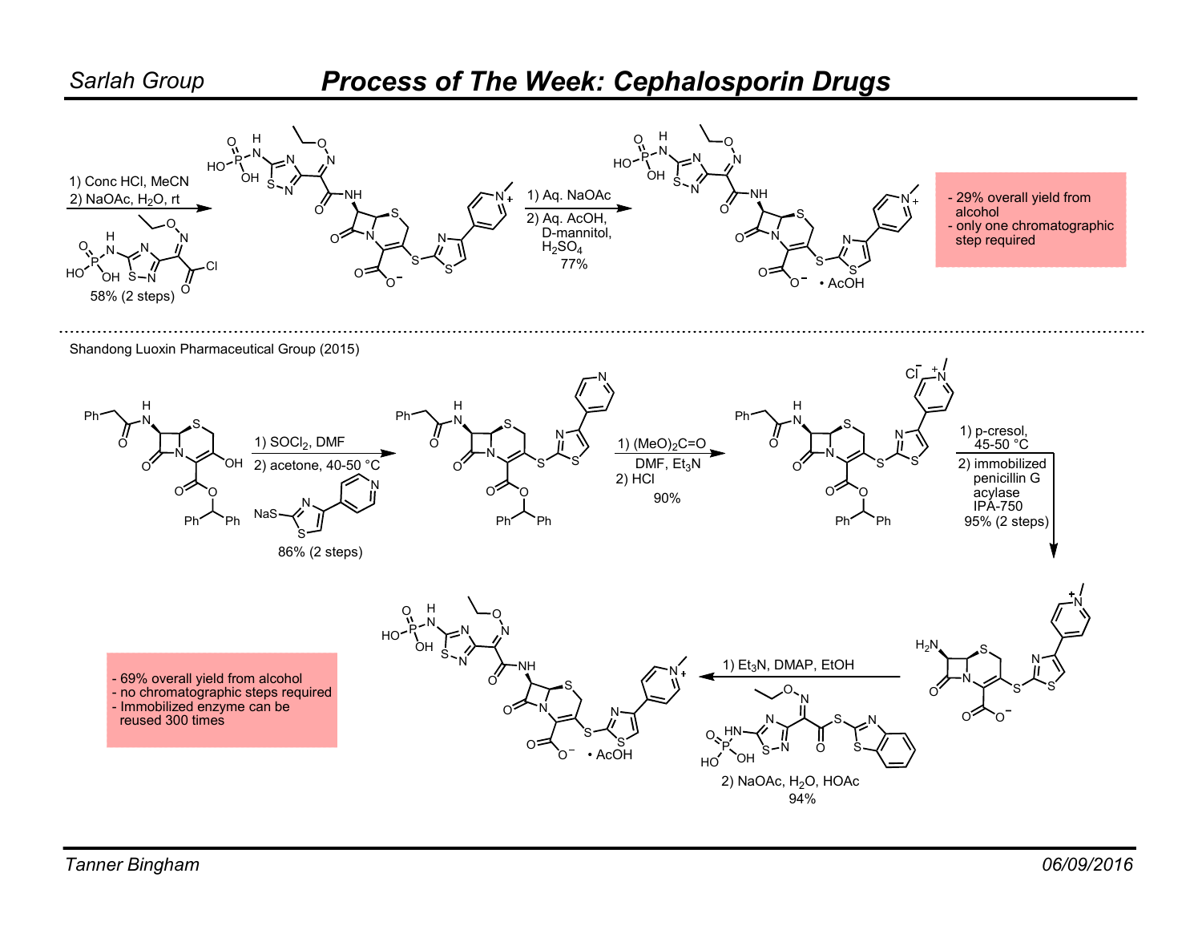# Process of The Week: Cephalosporin Drugs

1) Conc HCl, MeCN
2) NaOAc, $H_2O$, rt

58% (2 steps)

1) Aq. NaOAc
2) Aq. AcOH, D-mannitol, $H_2SO_4$

77%

• AcOH

- 29% overall yield from alcohol
- only one chromatographic step required

---

Shandong Luoxin Pharmaceutical Group (2015)

1) $SOCl_2$, DMF
2) acetone, 40-50 °C

86% (2 steps)

1) $(MeO)_2C{=}O$, DMF, $Et_3N$
2) HCl

90%

1) p-cresol, 45-50 °C
2) immobilized penicillin G acylase IPA-750

95% (2 steps)

1) $Et_3N$, DMAP, EtOH
2) NaOAc, $H_2O$, HOAc

94%

• AcOH

- 69% overall yield from alcohol
- no chromatographic steps required
- Immobilized enzyme can be reused 300 times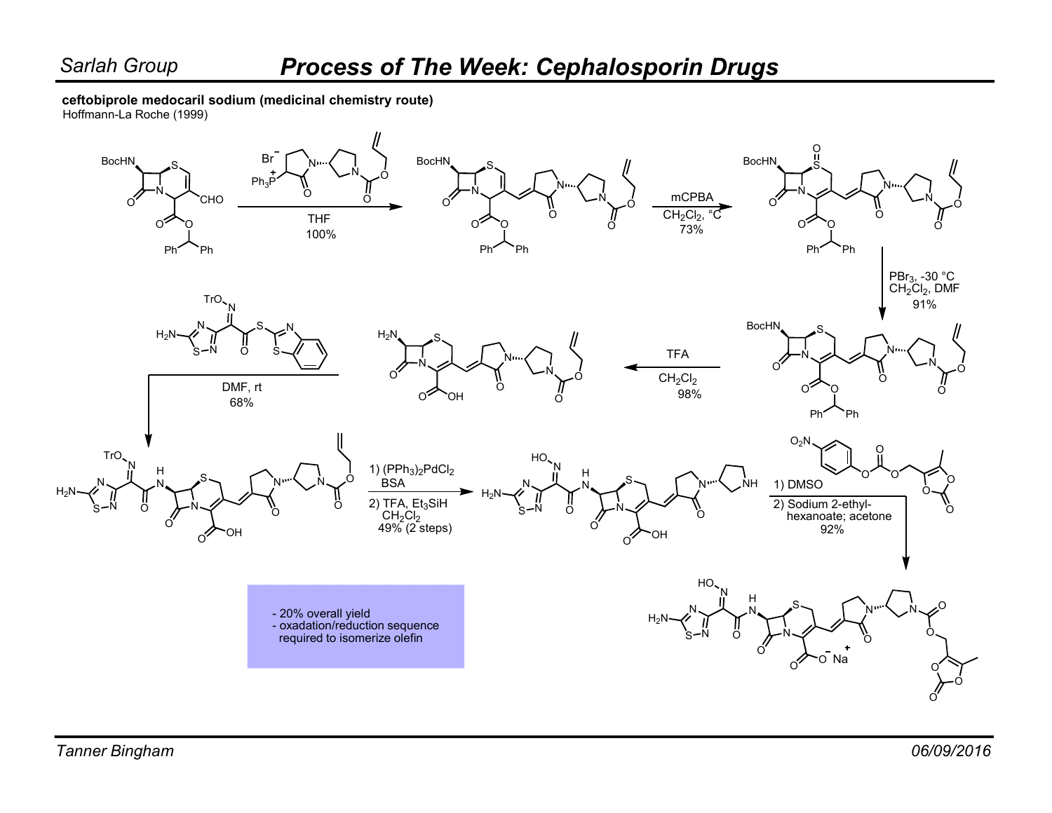## Process of The Week: Cephalosporin Drugs

**ceftobiprole medocaril sodium (medicinal chemistry route)**
Hoffmann-La Roche (1999)

THF
100%

mCPBA
$CH_2Cl_2$, °C
73%

$PBr_3$, -30 °C
$CH_2Cl_2$, DMF
91%

TFA
$CH_2Cl_2$
98%

DMF, rt
68%

1) $(PPh_3)_2PdCl_2$
BSA
2) TFA, $Et_3SiH$
$CH_2Cl_2$
49% (2 steps)

1) DMSO
2) Sodium 2-ethyl-hexanoate; acetone
92%

- 20% overall yield
- oxadation/reduction sequence required to isomerize olefin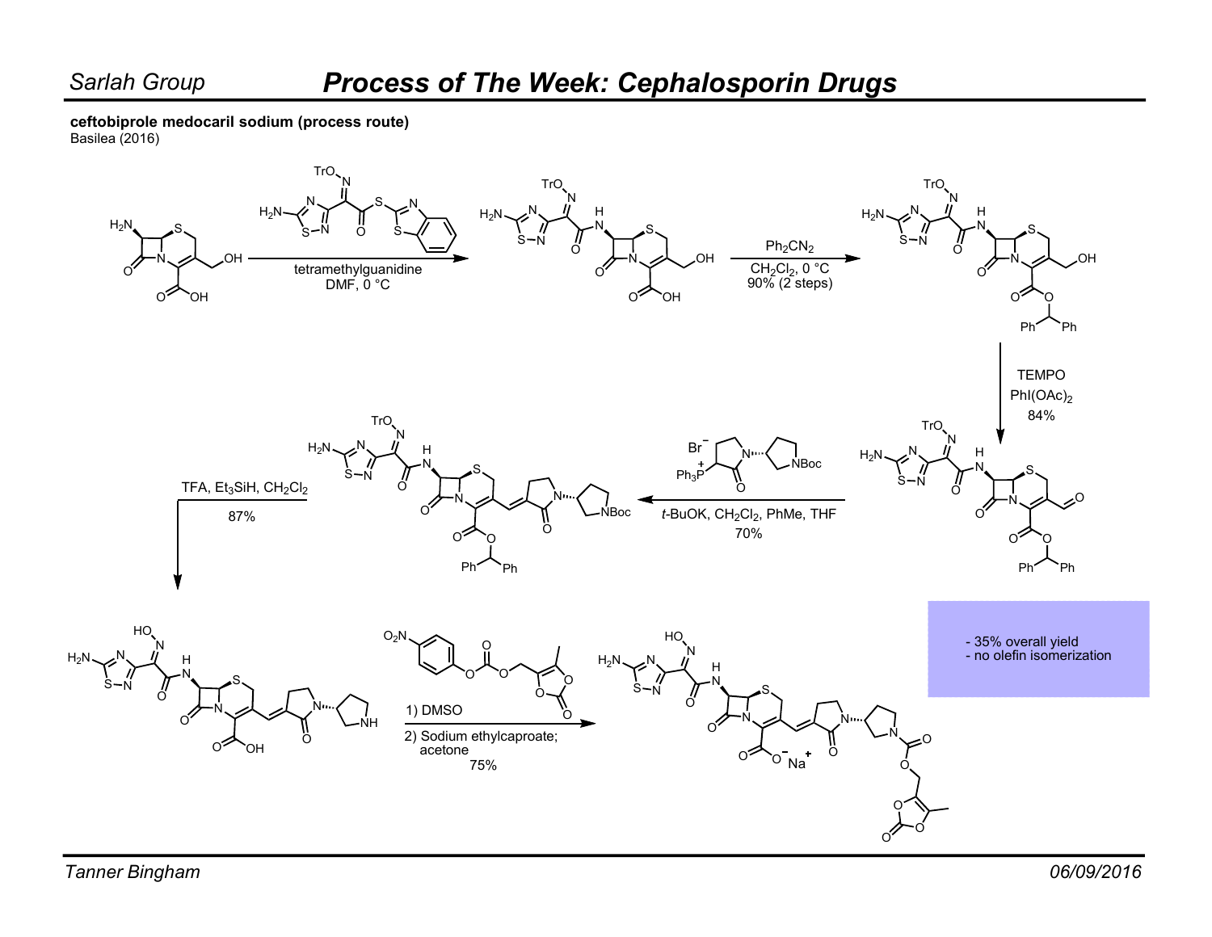## Process of The Week: Cephalosporin Drugs

**ceftobiprole medocaril sodium (process route)**
Basilea (2016)

tetramethylguanidine
DMF, 0 °C

$Ph_2CN_2$
$CH_2Cl_2$, 0 °C
90% (2 steps)

TEMPO
$PhI(OAc)_2$
84%

*t*-BuOK, $CH_2Cl_2$, PhMe, THF
70%

TFA, $Et_3SiH$, $CH_2Cl_2$
87%

1) DMSO
2) Sodium ethylcaproate; acetone
75%

- 35% overall yield
- no olefin isomerization

*Tanner Bingham*

*06/09/2016*